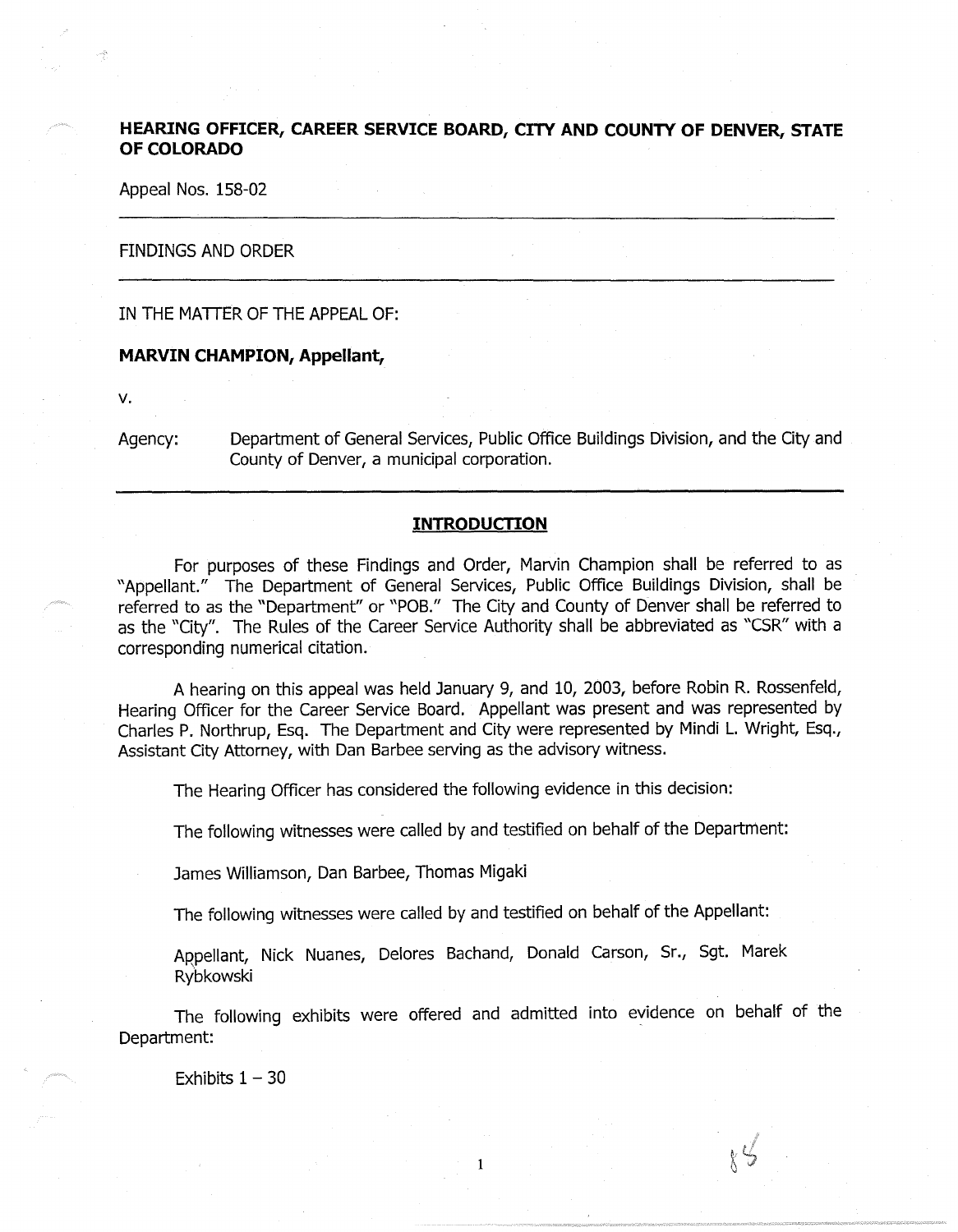**HEARING OFFICER, CAREER SERVICE BOARD, CITY AND COUNTY OF DENVER, STATE OF COLORADO**

Appeal Nos. 158-02

---

FINDINGS AND ORDER

---

IN THE MATTER OF THE APPEAL OF:

**MARVIN CHAMPION, Appellant,**

v.

Agency: Department of General Services, Public Office Buildings Division, and the City and County of Denver, a municipal corporation.

---

## INTRODUCTION

For purposes of these Findings and Order, Marvin Champion shall be referred to as "Appellant." The Department of General Services, Public Office Buildings Division, shall be referred to as the "Department" or "POB." The City and County of Denver shall be referred to as the "City". The Rules of the Career Service Authority shall be abbreviated as "CSR" with a corresponding numerical citation.

A hearing on this appeal was held January 9, and 10, 2003, before Robin R. Rossenfeld, Hearing Officer for the Career Service Board. Appellant was present and was represented by Charles P. Northrup, Esq. The Department and City were represented by Mindi L. Wright, Esq., Assistant City Attorney, with Dan Barbee serving as the advisory witness.

The Hearing Officer has considered the following evidence in this decision:

The following witnesses were called by and testified on behalf of the Department:

James Williamson, Dan Barbee, Thomas Migaki

The following witnesses were called by and testified on behalf of the Appellant:

Appellant, Nick Nuanes, Delores Bachand, Donald Carson, Sr., Sgt. Marek Rybkowski

The following exhibits were offered and admitted into evidence on behalf of the Department:

Exhibits 1 – 30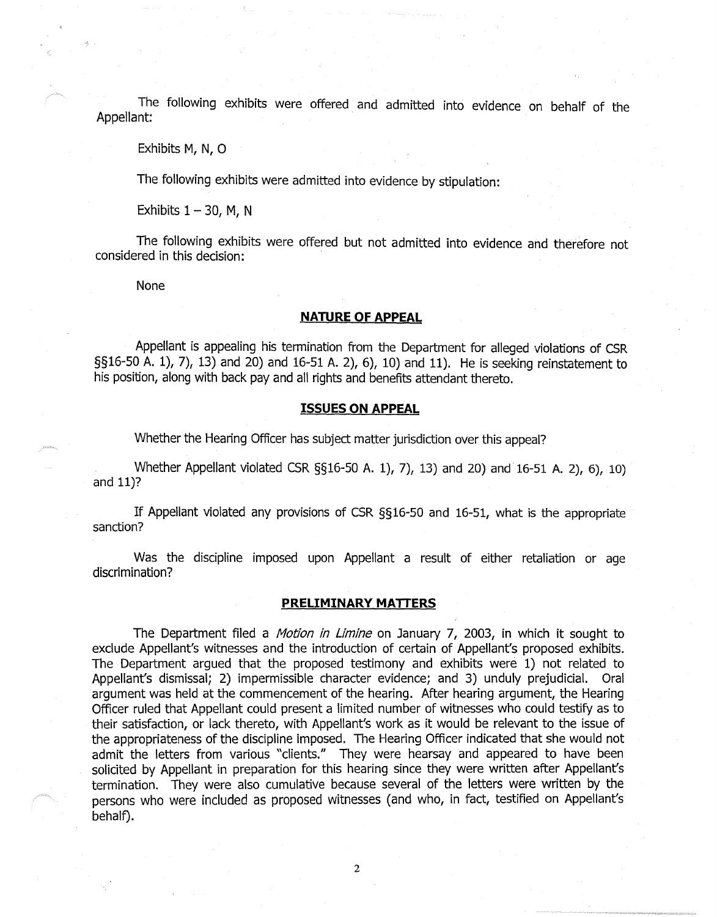The following exhibits were offered and admitted into evidence on behalf of the Appellant:

Exhibits M, N, O

The following exhibits were admitted into evidence by stipulation:

Exhibits 1 – 30, M, N

The following exhibits were offered but not admitted into evidence and therefore not considered in this decision:

None

## NATURE OF APPEAL

Appellant is appealing his termination from the Department for alleged violations of CSR §§16-50 A. 1), 7), 13) and 20) and 16-51 A. 2), 6), 10) and 11). He is seeking reinstatement to his position, along with back pay and all rights and benefits attendant thereto.

## ISSUES ON APPEAL

Whether the Hearing Officer has subject matter jurisdiction over this appeal?

Whether Appellant violated CSR §§16-50 A. 1), 7), 13) and 20) and 16-51 A. 2), 6), 10) and 11)?

If Appellant violated any provisions of CSR §§16-50 and 16-51, what is the appropriate sanction?

Was the discipline imposed upon Appellant a result of either retaliation or age discrimination?

## PRELIMINARY MATTERS

The Department filed a *Motion in Limine* on January 7, 2003, in which it sought to exclude Appellant's witnesses and the introduction of certain of Appellant's proposed exhibits. The Department argued that the proposed testimony and exhibits were 1) not related to Appellant's dismissal; 2) impermissible character evidence; and 3) unduly prejudicial. Oral argument was held at the commencement of the hearing. After hearing argument, the Hearing Officer ruled that Appellant could present a limited number of witnesses who could testify as to their satisfaction, or lack thereto, with Appellant's work as it would be relevant to the issue of the appropriateness of the discipline imposed. The Hearing Officer indicated that she would not admit the letters from various "clients." They were hearsay and appeared to have been solicited by Appellant in preparation for this hearing since they were written after Appellant's termination. They were also cumulative because several of the letters were written by the persons who were included as proposed witnesses (and who, in fact, testified on Appellant's behalf).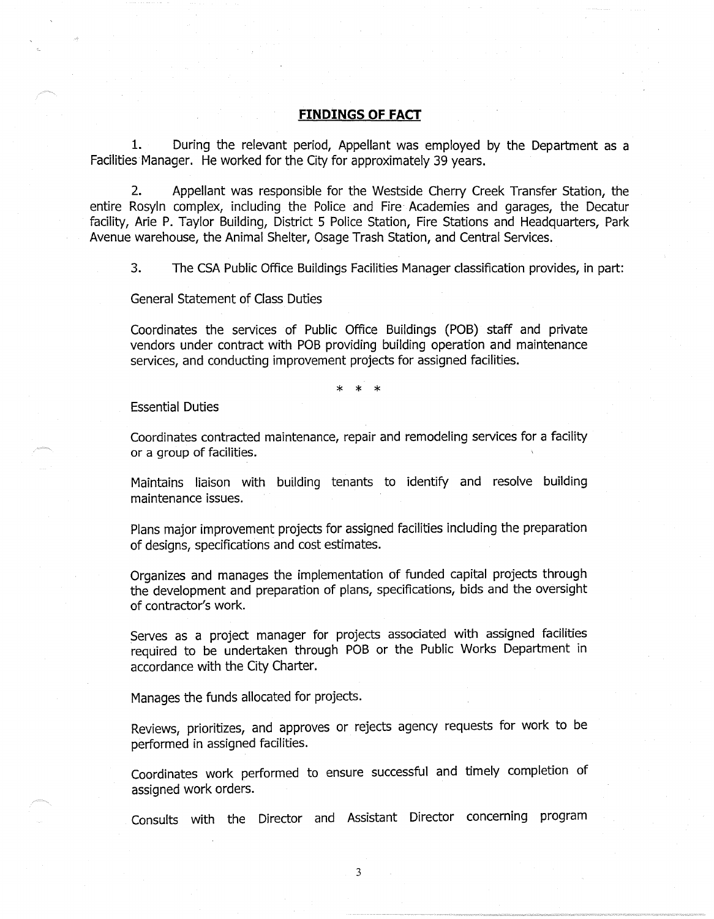## FINDINGS OF FACT

1. During the relevant period, Appellant was employed by the Department as a Facilities Manager. He worked for the City for approximately 39 years.

2. Appellant was responsible for the Westside Cherry Creek Transfer Station, the entire Rosyln complex, including the Police and Fire Academies and garages, the Decatur facility, Arie P. Taylor Building, District 5 Police Station, Fire Stations and Headquarters, Park Avenue warehouse, the Animal Shelter, Osage Trash Station, and Central Services.

3. The CSA Public Office Buildings Facilities Manager classification provides, in part:

General Statement of Class Duties

Coordinates the services of Public Office Buildings (POB) staff and private vendors under contract with POB providing building operation and maintenance services, and conducting improvement projects for assigned facilities.

\* \* \*

Essential Duties

Coordinates contracted maintenance, repair and remodeling services for a facility or a group of facilities.

Maintains liaison with building tenants to identify and resolve building maintenance issues.

Plans major improvement projects for assigned facilities including the preparation of designs, specifications and cost estimates.

Organizes and manages the implementation of funded capital projects through the development and preparation of plans, specifications, bids and the oversight of contractor's work.

Serves as a project manager for projects associated with assigned facilities required to be undertaken through POB or the Public Works Department in accordance with the City Charter.

Manages the funds allocated for projects.

Reviews, prioritizes, and approves or rejects agency requests for work to be performed in assigned facilities.

Coordinates work performed to ensure successful and timely completion of assigned work orders.

Consults with the Director and Assistant Director concerning program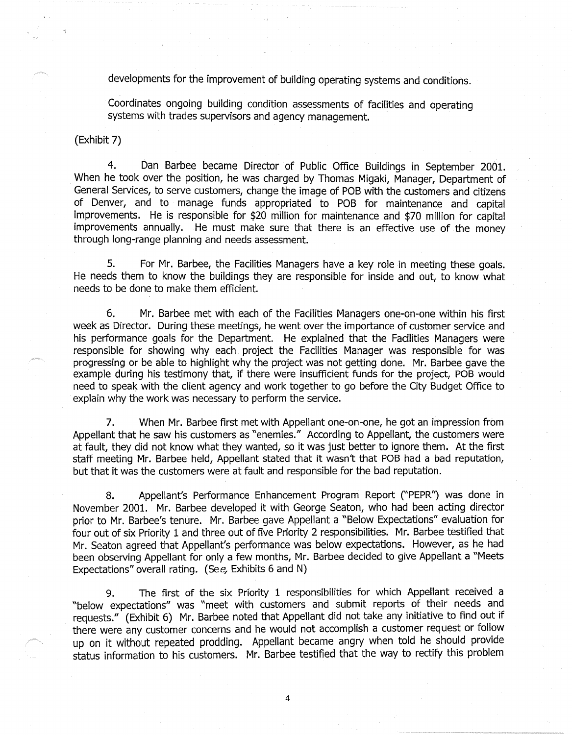developments for the improvement of building operating systems and conditions.

Coordinates ongoing building condition assessments of facilities and operating systems with trades supervisors and agency management.

(Exhibit 7)

4. Dan Barbee became Director of Public Office Buildings in September 2001. When he took over the position, he was charged by Thomas Migaki, Manager, Department of General Services, to serve customers, change the image of POB with the customers and citizens of Denver, and to manage funds appropriated to POB for maintenance and capital improvements. He is responsible for $20 million for maintenance and $70 million for capital improvements annually. He must make sure that there is an effective use of the money through long-range planning and needs assessment.

5. For Mr. Barbee, the Facilities Managers have a key role in meeting these goals. He needs them to know the buildings they are responsible for inside and out, to know what needs to be done to make them efficient.

6. Mr. Barbee met with each of the Facilities Managers one-on-one within his first week as Director. During these meetings, he went over the importance of customer service and his performance goals for the Department. He explained that the Facilities Managers were responsible for showing why each project the Facilities Manager was responsible for was progressing or be able to highlight why the project was not getting done. Mr. Barbee gave the example during his testimony that, if there were insufficient funds for the project, POB would need to speak with the client agency and work together to go before the City Budget Office to explain why the work was necessary to perform the service.

7. When Mr. Barbee first met with Appellant one-on-one, he got an impression from Appellant that he saw his customers as "enemies." According to Appellant, the customers were at fault, they did not know what they wanted, so it was just better to ignore them. At the first staff meeting Mr. Barbee held, Appellant stated that it wasn't that POB had a bad reputation, but that it was the customers were at fault and responsible for the bad reputation.

8. Appellant's Performance Enhancement Program Report ("PEPR") was done in November 2001. Mr. Barbee developed it with George Seaton, who had been acting director prior to Mr. Barbee's tenure. Mr. Barbee gave Appellant a "Below Expectations" evaluation for four out of six Priority 1 and three out of five Priority 2 responsibilities. Mr. Barbee testified that Mr. Seaton agreed that Appellant's performance was below expectations. However, as he had been observing Appellant for only a few months, Mr. Barbee decided to give Appellant a "Meets Expectations" overall rating. (*See*, Exhibits 6 and N)

9. The first of the six Priority 1 responsibilities for which Appellant received a "below expectations" was "meet with customers and submit reports of their needs and requests." (Exhibit 6) Mr. Barbee noted that Appellant did not take any initiative to find out if there were any customer concerns and he would not accomplish a customer request or follow up on it without repeated prodding. Appellant became angry when told he should provide status information to his customers. Mr. Barbee testified that the way to rectify this problem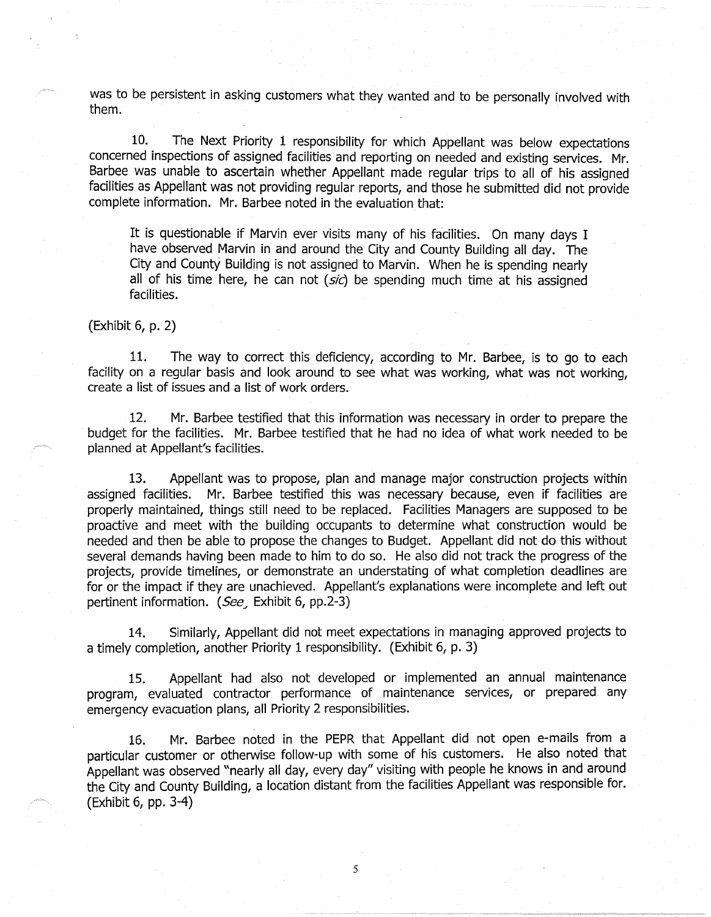was to be persistent in asking customers what they wanted and to be personally involved with them.

10. The Next Priority 1 responsibility for which Appellant was below expectations concerned inspections of assigned facilities and reporting on needed and existing services. Mr. Barbee was unable to ascertain whether Appellant made regular trips to all of his assigned facilities as Appellant was not providing regular reports, and those he submitted did not provide complete information. Mr. Barbee noted in the evaluation that:

> It is questionable if Marvin ever visits many of his facilities. On many days I have observed Marvin in and around the City and County Building all day. The City and County Building is not assigned to Marvin. When he is spending nearly all of his time here, he can not (*sic*) be spending much time at his assigned facilities.

(Exhibit 6, p. 2)

11. The way to correct this deficiency, according to Mr. Barbee, is to go to each facility on a regular basis and look around to see what was working, what was not working, create a list of issues and a list of work orders.

12. Mr. Barbee testified that this information was necessary in order to prepare the budget for the facilities. Mr. Barbee testified that he had no idea of what work needed to be planned at Appellant's facilities.

13. Appellant was to propose, plan and manage major construction projects within assigned facilities. Mr. Barbee testified this was necessary because, even if facilities are properly maintained, things still need to be replaced. Facilities Managers are supposed to be proactive and meet with the building occupants to determine what construction would be needed and then be able to propose the changes to Budget. Appellant did not do this without several demands having been made to him to do so. He also did not track the progress of the projects, provide timelines, or demonstrate an understating of what completion deadlines are for or the impact if they are unachieved. Appellant's explanations were incomplete and left out pertinent information. (*See*, Exhibit 6, pp.2-3)

14. Similarly, Appellant did not meet expectations in managing approved projects to a timely completion, another Priority 1 responsibility. (Exhibit 6, p. 3)

15. Appellant had also not developed or implemented an annual maintenance program, evaluated contractor performance of maintenance services, or prepared any emergency evacuation plans, all Priority 2 responsibilities.

16. Mr. Barbee noted in the PEPR that Appellant did not open e-mails from a particular customer or otherwise follow-up with some of his customers. He also noted that Appellant was observed "nearly all day, every day" visiting with people he knows in and around the City and County Building, a location distant from the facilities Appellant was responsible for. (Exhibit 6, pp. 3-4)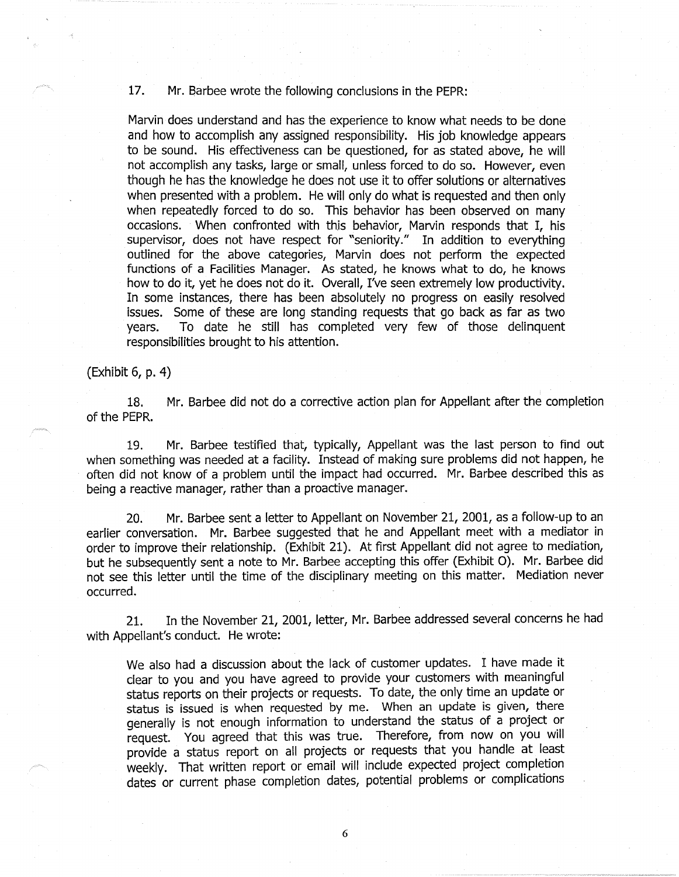17. Mr. Barbee wrote the following conclusions in the PEPR:

> Marvin does understand and has the experience to know what needs to be done and how to accomplish any assigned responsibility. His job knowledge appears to be sound. His effectiveness can be questioned, for as stated above, he will not accomplish any tasks, large or small, unless forced to do so. However, even though he has the knowledge he does not use it to offer solutions or alternatives when presented with a problem. He will only do what is requested and then only when repeatedly forced to do so. This behavior has been observed on many occasions. When confronted with this behavior, Marvin responds that I, his supervisor, does not have respect for "seniority." In addition to everything outlined for the above categories, Marvin does not perform the expected functions of a Facilities Manager. As stated, he knows what to do, he knows how to do it, yet he does not do it. Overall, I've seen extremely low productivity. In some instances, there has been absolutely no progress on easily resolved issues. Some of these are long standing requests that go back as far as two years. To date he still has completed very few of those delinquent responsibilities brought to his attention.

(Exhibit 6, p. 4)

18. Mr. Barbee did not do a corrective action plan for Appellant after the completion of the PEPR.

19. Mr. Barbee testified that, typically, Appellant was the last person to find out when something was needed at a facility. Instead of making sure problems did not happen, he often did not know of a problem until the impact had occurred. Mr. Barbee described this as being a reactive manager, rather than a proactive manager.

20. Mr. Barbee sent a letter to Appellant on November 21, 2001, as a follow-up to an earlier conversation. Mr. Barbee suggested that he and Appellant meet with a mediator in order to improve their relationship. (Exhibit 21). At first Appellant did not agree to mediation, but he subsequently sent a note to Mr. Barbee accepting this offer (Exhibit O). Mr. Barbee did not see this letter until the time of the disciplinary meeting on this matter. Mediation never occurred.

21. In the November 21, 2001, letter, Mr. Barbee addressed several concerns he had with Appellant's conduct. He wrote:

> We also had a discussion about the lack of customer updates. I have made it clear to you and you have agreed to provide your customers with meaningful status reports on their projects or requests. To date, the only time an update or status is issued is when requested by me. When an update is given, there generally is not enough information to understand the status of a project or request. You agreed that this was true. Therefore, from now on you will provide a status report on all projects or requests that you handle at least weekly. That written report or email will include expected project completion dates or current phase completion dates, potential problems or complications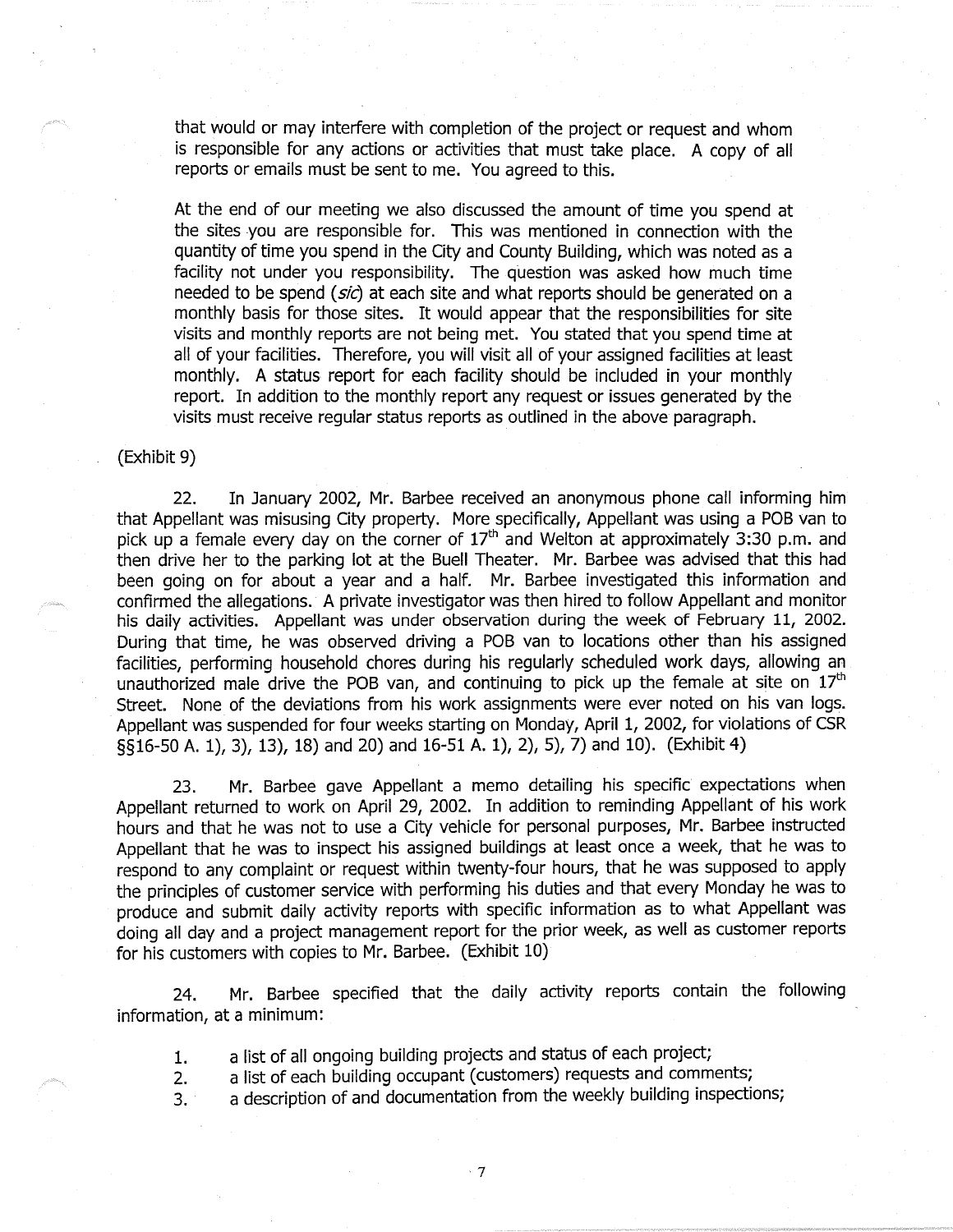that would or may interfere with completion of the project or request and whom is responsible for any actions or activities that must take place. A copy of all reports or emails must be sent to me. You agreed to this.

At the end of our meeting we also discussed the amount of time you spend at the sites you are responsible for. This was mentioned in connection with the quantity of time you spend in the City and County Building, which was noted as a facility not under you responsibility. The question was asked how much time needed to be spend (*sic*) at each site and what reports should be generated on a monthly basis for those sites. It would appear that the responsibilities for site visits and monthly reports are not being met. You stated that you spend time at all of your facilities. Therefore, you will visit all of your assigned facilities at least monthly. A status report for each facility should be included in your monthly report. In addition to the monthly report any request or issues generated by the visits must receive regular status reports as outlined in the above paragraph.

(Exhibit 9)

22. In January 2002, Mr. Barbee received an anonymous phone call informing him that Appellant was misusing City property. More specifically, Appellant was using a POB van to pick up a female every day on the corner of 17th and Welton at approximately 3:30 p.m. and then drive her to the parking lot at the Buell Theater. Mr. Barbee was advised that this had been going on for about a year and a half. Mr. Barbee investigated this information and confirmed the allegations. A private investigator was then hired to follow Appellant and monitor his daily activities. Appellant was under observation during the week of February 11, 2002. During that time, he was observed driving a POB van to locations other than his assigned facilities, performing household chores during his regularly scheduled work days, allowing an unauthorized male drive the POB van, and continuing to pick up the female at site on 17th Street. None of the deviations from his work assignments were ever noted on his van logs. Appellant was suspended for four weeks starting on Monday, April 1, 2002, for violations of CSR §§16-50 A. 1), 3), 13), 18) and 20) and 16-51 A. 1), 2), 5), 7) and 10). (Exhibit 4)

23. Mr. Barbee gave Appellant a memo detailing his specific expectations when Appellant returned to work on April 29, 2002. In addition to reminding Appellant of his work hours and that he was not to use a City vehicle for personal purposes, Mr. Barbee instructed Appellant that he was to inspect his assigned buildings at least once a week, that he was to respond to any complaint or request within twenty-four hours, that he was supposed to apply the principles of customer service with performing his duties and that every Monday he was to produce and submit daily activity reports with specific information as to what Appellant was doing all day and a project management report for the prior week, as well as customer reports for his customers with copies to Mr. Barbee. (Exhibit 10)

24. Mr. Barbee specified that the daily activity reports contain the following information, at a minimum:

1. a list of all ongoing building projects and status of each project;
2. a list of each building occupant (customers) requests and comments;
3. a description of and documentation from the weekly building inspections;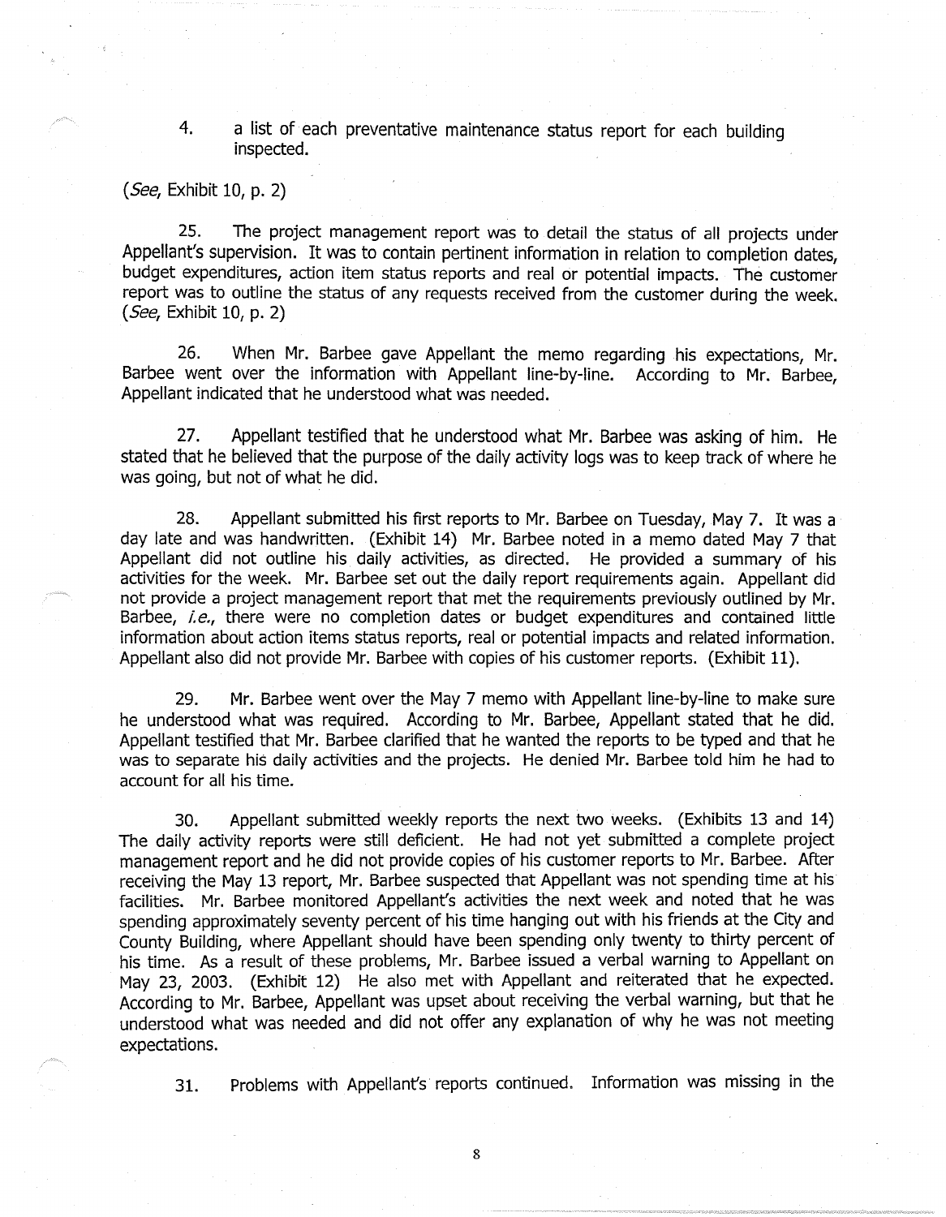4. a list of each preventative maintenance status report for each building inspected.

(*See*, Exhibit 10, p. 2)

25. The project management report was to detail the status of all projects under Appellant's supervision. It was to contain pertinent information in relation to completion dates, budget expenditures, action item status reports and real or potential impacts. The customer report was to outline the status of any requests received from the customer during the week. (*See*, Exhibit 10, p. 2)

26. When Mr. Barbee gave Appellant the memo regarding his expectations, Mr. Barbee went over the information with Appellant line-by-line. According to Mr. Barbee, Appellant indicated that he understood what was needed.

27. Appellant testified that he understood what Mr. Barbee was asking of him. He stated that he believed that the purpose of the daily activity logs was to keep track of where he was going, but not of what he did.

28. Appellant submitted his first reports to Mr. Barbee on Tuesday, May 7. It was a day late and was handwritten. (Exhibit 14) Mr. Barbee noted in a memo dated May 7 that Appellant did not outline his daily activities, as directed. He provided a summary of his activities for the week. Mr. Barbee set out the daily report requirements again. Appellant did not provide a project management report that met the requirements previously outlined by Mr. Barbee, *i.e.*, there were no completion dates or budget expenditures and contained little information about action items status reports, real or potential impacts and related information. Appellant also did not provide Mr. Barbee with copies of his customer reports. (Exhibit 11).

29. Mr. Barbee went over the May 7 memo with Appellant line-by-line to make sure he understood what was required. According to Mr. Barbee, Appellant stated that he did. Appellant testified that Mr. Barbee clarified that he wanted the reports to be typed and that he was to separate his daily activities and the projects. He denied Mr. Barbee told him he had to account for all his time.

30. Appellant submitted weekly reports the next two weeks. (Exhibits 13 and 14) The daily activity reports were still deficient. He had not yet submitted a complete project management report and he did not provide copies of his customer reports to Mr. Barbee. After receiving the May 13 report, Mr. Barbee suspected that Appellant was not spending time at his facilities. Mr. Barbee monitored Appellant's activities the next week and noted that he was spending approximately seventy percent of his time hanging out with his friends at the City and County Building, where Appellant should have been spending only twenty to thirty percent of his time. As a result of these problems, Mr. Barbee issued a verbal warning to Appellant on May 23, 2003. (Exhibit 12) He also met with Appellant and reiterated that he expected. According to Mr. Barbee, Appellant was upset about receiving the verbal warning, but that he understood what was needed and did not offer any explanation of why he was not meeting expectations.

31. Problems with Appellant's reports continued. Information was missing in the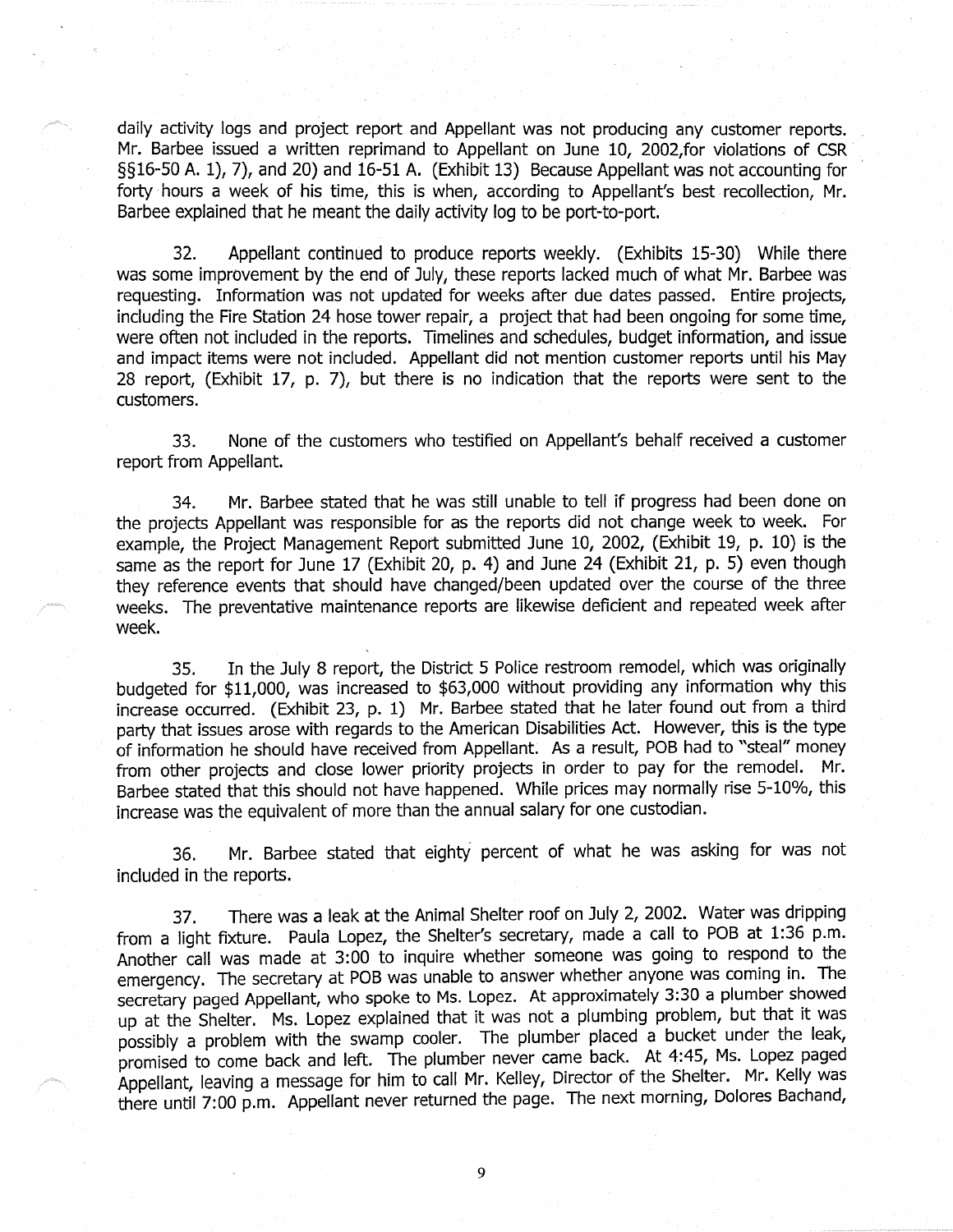daily activity logs and project report and Appellant was not producing any customer reports. Mr. Barbee issued a written reprimand to Appellant on June 10, 2002,for violations of CSR §§16-50 A. 1), 7), and 20) and 16-51 A. (Exhibit 13) Because Appellant was not accounting for forty hours a week of his time, this is when, according to Appellant's best recollection, Mr. Barbee explained that he meant the daily activity log to be port-to-port.

32. Appellant continued to produce reports weekly. (Exhibits 15-30) While there was some improvement by the end of July, these reports lacked much of what Mr. Barbee was requesting. Information was not updated for weeks after due dates passed. Entire projects, including the Fire Station 24 hose tower repair, a project that had been ongoing for some time, were often not included in the reports. Timelines and schedules, budget information, and issue and impact items were not included. Appellant did not mention customer reports until his May 28 report, (Exhibit 17, p. 7), but there is no indication that the reports were sent to the customers.

33. None of the customers who testified on Appellant's behalf received a customer report from Appellant.

34. Mr. Barbee stated that he was still unable to tell if progress had been done on the projects Appellant was responsible for as the reports did not change week to week. For example, the Project Management Report submitted June 10, 2002, (Exhibit 19, p. 10) is the same as the report for June 17 (Exhibit 20, p. 4) and June 24 (Exhibit 21, p. 5) even though they reference events that should have changed/been updated over the course of the three weeks. The preventative maintenance reports are likewise deficient and repeated week after week.

35. In the July 8 report, the District 5 Police restroom remodel, which was originally budgeted for $11,000, was increased to $63,000 without providing any information why this increase occurred. (Exhibit 23, p. 1) Mr. Barbee stated that he later found out from a third party that issues arose with regards to the American Disabilities Act. However, this is the type of information he should have received from Appellant. As a result, POB had to "steal" money from other projects and close lower priority projects in order to pay for the remodel. Mr. Barbee stated that this should not have happened. While prices may normally rise 5-10%, this increase was the equivalent of more than the annual salary for one custodian.

36. Mr. Barbee stated that eighty percent of what he was asking for was not included in the reports.

37. There was a leak at the Animal Shelter roof on July 2, 2002. Water was dripping from a light fixture. Paula Lopez, the Shelter's secretary, made a call to POB at 1:36 p.m. Another call was made at 3:00 to inquire whether someone was going to respond to the emergency. The secretary at POB was unable to answer whether anyone was coming in. The secretary paged Appellant, who spoke to Ms. Lopez. At approximately 3:30 a plumber showed up at the Shelter. Ms. Lopez explained that it was not a plumbing problem, but that it was possibly a problem with the swamp cooler. The plumber placed a bucket under the leak, promised to come back and left. The plumber never came back. At 4:45, Ms. Lopez paged Appellant, leaving a message for him to call Mr. Kelley, Director of the Shelter. Mr. Kelly was there until 7:00 p.m. Appellant never returned the page. The next morning, Dolores Bachand,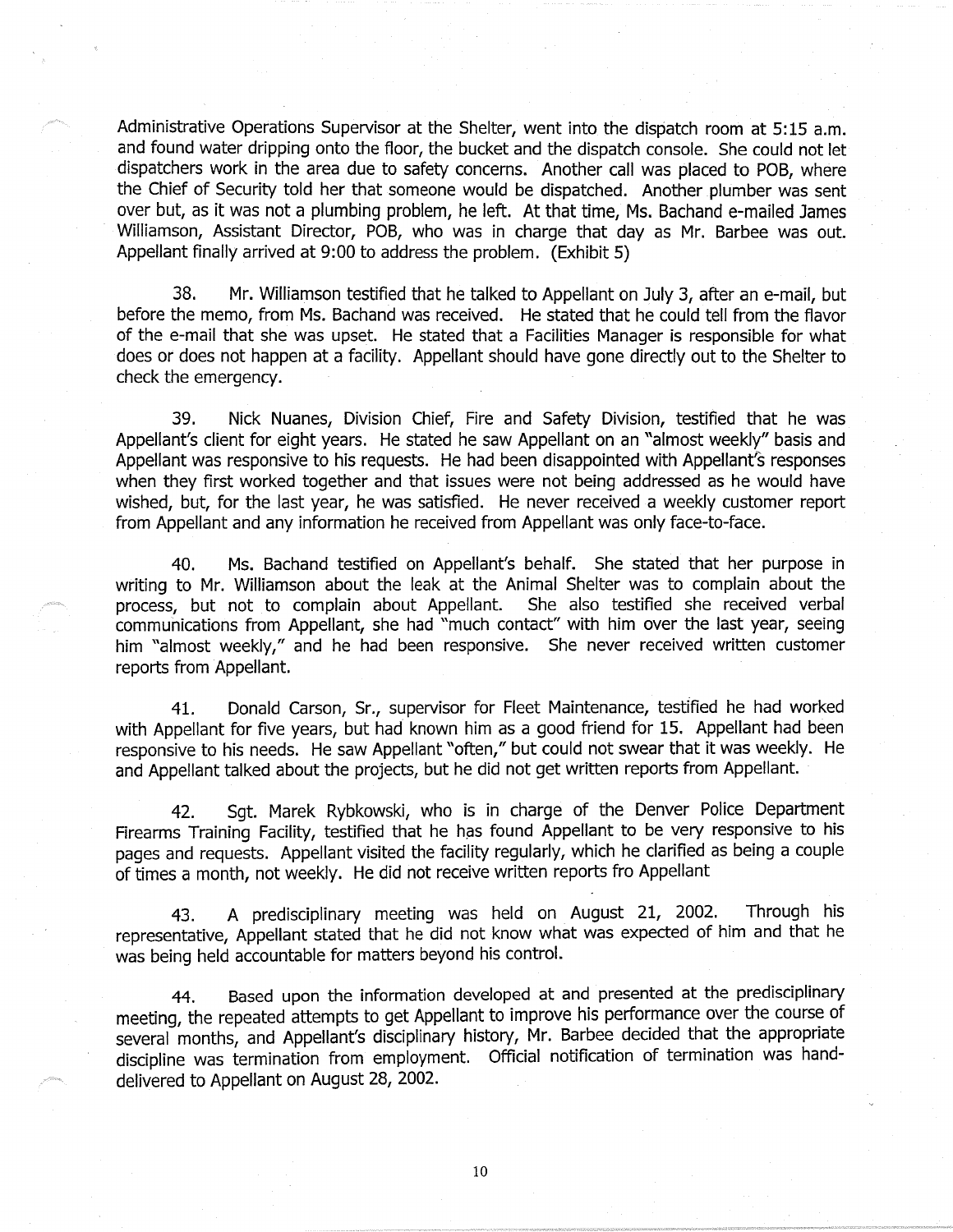Administrative Operations Supervisor at the Shelter, went into the dispatch room at 5:15 a.m. and found water dripping onto the floor, the bucket and the dispatch console. She could not let dispatchers work in the area due to safety concerns. Another call was placed to POB, where the Chief of Security told her that someone would be dispatched. Another plumber was sent over but, as it was not a plumbing problem, he left. At that time, Ms. Bachand e-mailed James Williamson, Assistant Director, POB, who was in charge that day as Mr. Barbee was out. Appellant finally arrived at 9:00 to address the problem. (Exhibit 5)

38. Mr. Williamson testified that he talked to Appellant on July 3, after an e-mail, but before the memo, from Ms. Bachand was received. He stated that he could tell from the flavor of the e-mail that she was upset. He stated that a Facilities Manager is responsible for what does or does not happen at a facility. Appellant should have gone directly out to the Shelter to check the emergency.

39. Nick Nuanes, Division Chief, Fire and Safety Division, testified that he was Appellant's client for eight years. He stated he saw Appellant on an "almost weekly" basis and Appellant was responsive to his requests. He had been disappointed with Appellant's responses when they first worked together and that issues were not being addressed as he would have wished, but, for the last year, he was satisfied. He never received a weekly customer report from Appellant and any information he received from Appellant was only face-to-face.

40. Ms. Bachand testified on Appellant's behalf. She stated that her purpose in writing to Mr. Williamson about the leak at the Animal Shelter was to complain about the process, but not to complain about Appellant. She also testified she received verbal communications from Appellant, she had "much contact" with him over the last year, seeing him "almost weekly," and he had been responsive. She never received written customer reports from Appellant.

41. Donald Carson, Sr., supervisor for Fleet Maintenance, testified he had worked with Appellant for five years, but had known him as a good friend for 15. Appellant had been responsive to his needs. He saw Appellant "often," but could not swear that it was weekly. He and Appellant talked about the projects, but he did not get written reports from Appellant.

42. Sgt. Marek Rybkowski, who is in charge of the Denver Police Department Firearms Training Facility, testified that he has found Appellant to be very responsive to his pages and requests. Appellant visited the facility regularly, which he clarified as being a couple of times a month, not weekly. He did not receive written reports fro Appellant

43. A predisciplinary meeting was held on August 21, 2002. Through his representative, Appellant stated that he did not know what was expected of him and that he was being held accountable for matters beyond his control.

44. Based upon the information developed at and presented at the predisciplinary meeting, the repeated attempts to get Appellant to improve his performance over the course of several months, and Appellant's disciplinary history, Mr. Barbee decided that the appropriate discipline was termination from employment. Official notification of termination was hand-delivered to Appellant on August 28, 2002.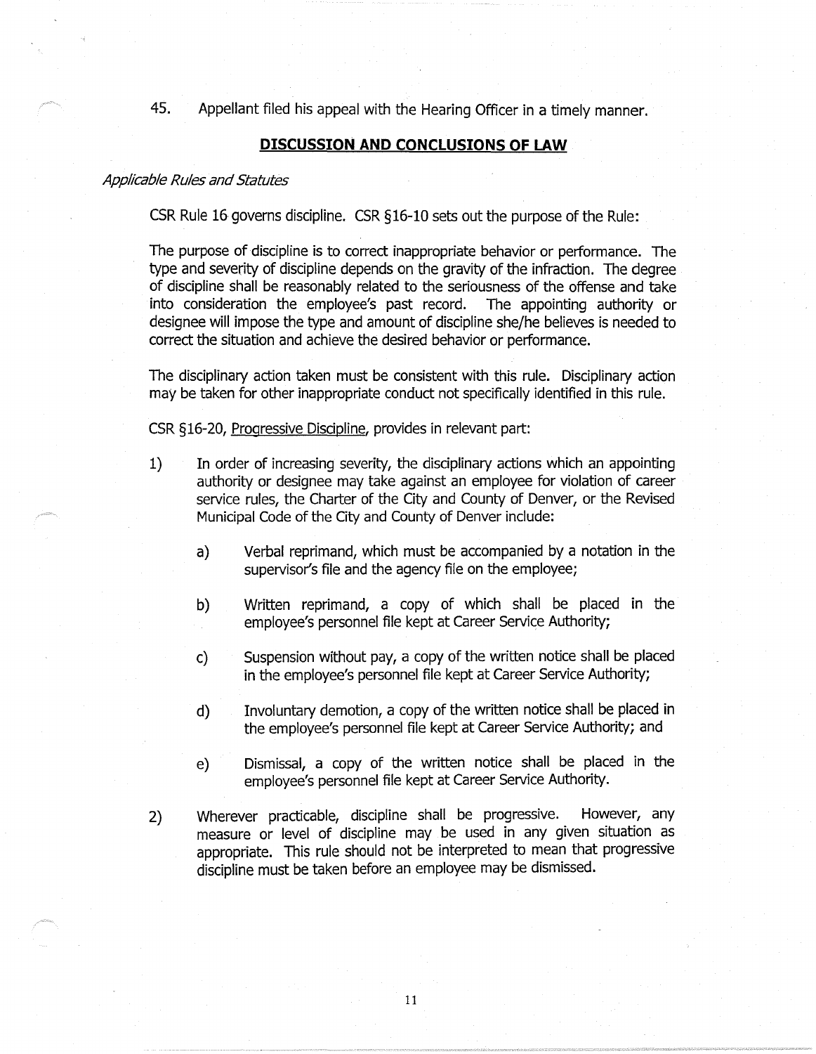45. Appellant filed his appeal with the Hearing Officer in a timely manner.

## DISCUSSION AND CONCLUSIONS OF LAW

*Applicable Rules and Statutes*

CSR Rule 16 governs discipline. CSR §16-10 sets out the purpose of the Rule:

The purpose of discipline is to correct inappropriate behavior or performance. The type and severity of discipline depends on the gravity of the infraction. The degree of discipline shall be reasonably related to the seriousness of the offense and take into consideration the employee's past record. The appointing authority or designee will impose the type and amount of discipline she/he believes is needed to correct the situation and achieve the desired behavior or performance.

The disciplinary action taken must be consistent with this rule. Disciplinary action may be taken for other inappropriate conduct not specifically identified in this rule.

CSR §16-20, Progressive Discipline, provides in relevant part:

1) In order of increasing severity, the disciplinary actions which an appointing authority or designee may take against an employee for violation of career service rules, the Charter of the City and County of Denver, or the Revised Municipal Code of the City and County of Denver include:

    a) Verbal reprimand, which must be accompanied by a notation in the supervisor's file and the agency file on the employee;

    b) Written reprimand, a copy of which shall be placed in the employee's personnel file kept at Career Service Authority;

    c) Suspension without pay, a copy of the written notice shall be placed in the employee's personnel file kept at Career Service Authority;

    d) Involuntary demotion, a copy of the written notice shall be placed in the employee's personnel file kept at Career Service Authority; and

    e) Dismissal, a copy of the written notice shall be placed in the employee's personnel file kept at Career Service Authority.

2) Wherever practicable, discipline shall be progressive. However, any measure or level of discipline may be used in any given situation as appropriate. This rule should not be interpreted to mean that progressive discipline must be taken before an employee may be dismissed.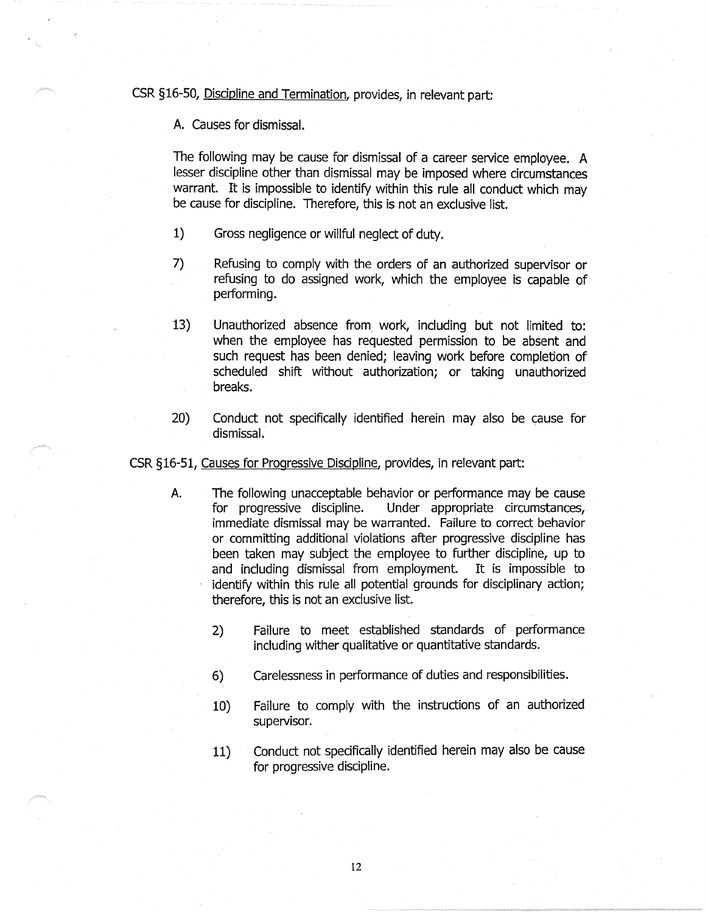CSR §16-50, Discipline and Termination, provides, in relevant part:

A. Causes for dismissal.

The following may be cause for dismissal of a career service employee. A lesser discipline other than dismissal may be imposed where circumstances warrant. It is impossible to identify within this rule all conduct which may be cause for discipline. Therefore, this is not an exclusive list.

1) Gross negligence or willful neglect of duty.

7) Refusing to comply with the orders of an authorized supervisor or refusing to do assigned work, which the employee is capable of performing.

13) Unauthorized absence from work, including but not limited to: when the employee has requested permission to be absent and such request has been denied; leaving work before completion of scheduled shift without authorization; or taking unauthorized breaks.

20) Conduct not specifically identified herein may also be cause for dismissal.

CSR §16-51, Causes for Progressive Discipline, provides, in relevant part:

A. The following unacceptable behavior or performance may be cause for progressive discipline. Under appropriate circumstances, immediate dismissal may be warranted. Failure to correct behavior or committing additional violations after progressive discipline has been taken may subject the employee to further discipline, up to and including dismissal from employment. It is impossible to identify within this rule all potential grounds for disciplinary action; therefore, this is not an exclusive list.

2) Failure to meet established standards of performance including wither qualitative or quantitative standards.

6) Carelessness in performance of duties and responsibilities.

10) Failure to comply with the instructions of an authorized supervisor.

11) Conduct not specifically identified herein may also be cause for progressive discipline.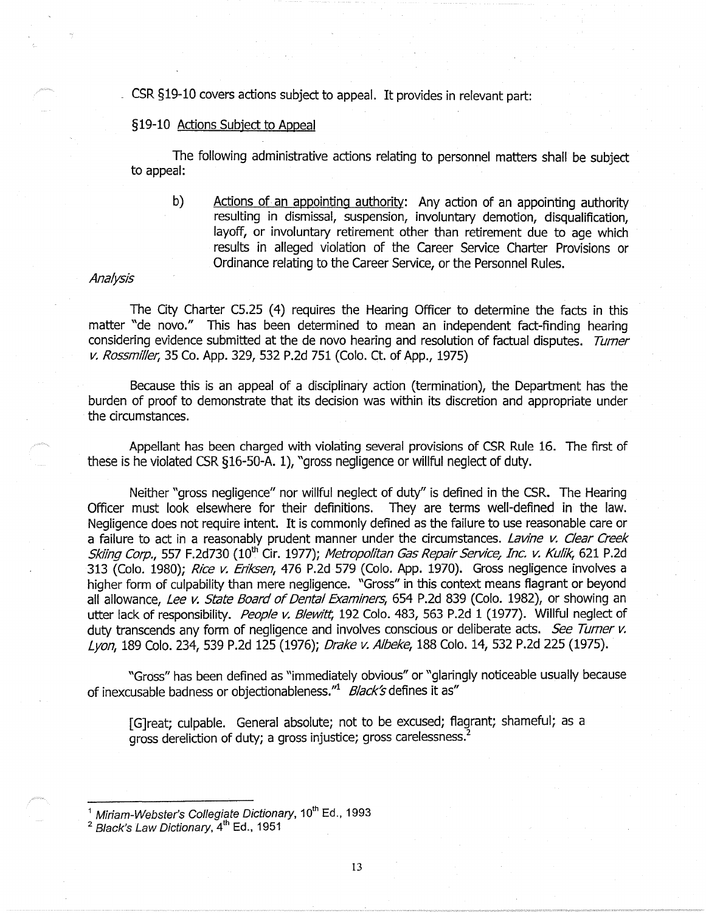CSR §19-10 covers actions subject to appeal. It provides in relevant part:

§19-10 Actions Subject to Appeal

The following administrative actions relating to personnel matters shall be subject to appeal:

> b) Actions of an appointing authority: Any action of an appointing authority resulting in dismissal, suspension, involuntary demotion, disqualification, layoff, or involuntary retirement other than retirement due to age which results in alleged violation of the Career Service Charter Provisions or Ordinance relating to the Career Service, or the Personnel Rules.

*Analysis*

The City Charter C5.25 (4) requires the Hearing Officer to determine the facts in this matter "de novo." This has been determined to mean an independent fact-finding hearing considering evidence submitted at the de novo hearing and resolution of factual disputes. *Turner v. Rossmiller*, 35 Co. App. 329, 532 P.2d 751 (Colo. Ct. of App., 1975)

Because this is an appeal of a disciplinary action (termination), the Department has the burden of proof to demonstrate that its decision was within its discretion and appropriate under the circumstances.

Appellant has been charged with violating several provisions of CSR Rule 16. The first of these is he violated CSR §16-50-A. 1), "gross negligence or willful neglect of duty.

Neither "gross negligence" nor willful neglect of duty" is defined in the CSR. The Hearing Officer must look elsewhere for their definitions. They are terms well-defined in the law. Negligence does not require intent. It is commonly defined as the failure to use reasonable care or a failure to act in a reasonably prudent manner under the circumstances. *Lavine v. Clear Creek Skiing Corp.*, 557 F.2d730 (10th Cir. 1977); *Metropolitan Gas Repair Service, Inc. v. Kulik*, 621 P.2d 313 (Colo. 1980); *Rice v. Eriksen*, 476 P.2d 579 (Colo. App. 1970). Gross negligence involves a higher form of culpability than mere negligence. "Gross" in this context means flagrant or beyond all allowance, *Lee v. State Board of Dental Examiners*, 654 P.2d 839 (Colo. 1982), or showing an utter lack of responsibility. *People v. Blewitt*, 192 Colo. 483, 563 P.2d 1 (1977). Willful neglect of duty transcends any form of negligence and involves conscious or deliberate acts. *See Turner v. Lyon*, 189 Colo. 234, 539 P.2d 125 (1976); *Drake v. Albeke*, 188 Colo. 14, 532 P.2d 225 (1975).

"Gross" has been defined as "immediately obvious" or "glaringly noticeable usually because of inexcusable badness or objectionableness."[1] *Black's* defines it as"

> [G]reat; culpable. General absolute; not to be excused; flagrant; shameful; as a gross dereliction of duty; a gross injustice; gross carelessness.[2]

---

[1] *Miriam-Webster's Collegiate Dictionary*, 10th Ed., 1993

[2] *Black's Law Dictionary*, 4th Ed., 1951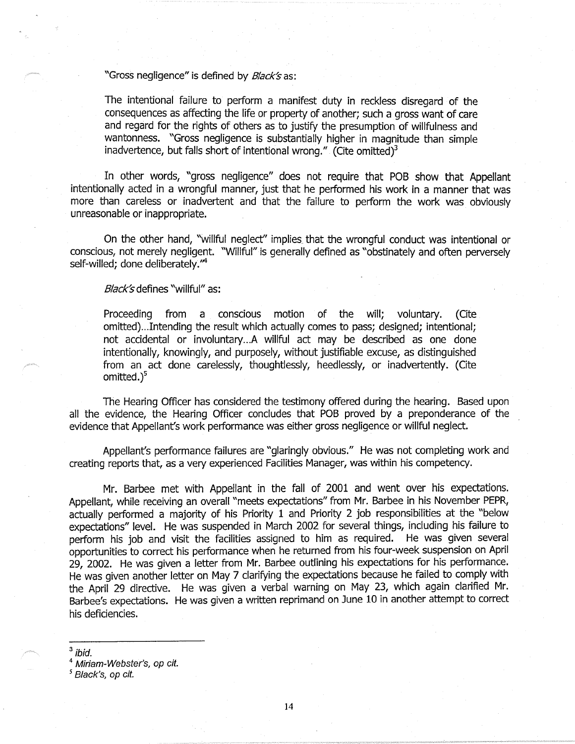"Gross negligence" is defined by *Black's* as:

> The intentional failure to perform a manifest duty in reckless disregard of the consequences as affecting the life or property of another; such a gross want of care and regard for the rights of others as to justify the presumption of willfulness and wantonness. "Gross negligence is substantially higher in magnitude than simple inadvertence, but falls short of intentional wrong." (Cite omitted)[3]

In other words, "gross negligence" does not require that POB show that Appellant intentionally acted in a wrongful manner, just that he performed his work in a manner that was more than careless or inadvertent and that the failure to perform the work was obviously unreasonable or inappropriate.

On the other hand, "willful neglect" implies that the wrongful conduct was intentional or conscious, not merely negligent. "Willful" is generally defined as "obstinately and often perversely self-willed; done deliberately."[4]

*Black's* defines "willful" as:

> Proceeding from a conscious motion of the will; voluntary. (Cite omitted)...Intending the result which actually comes to pass; designed; intentional; not accidental or involuntary...A willful act may be described as one done intentionally, knowingly, and purposely, without justifiable excuse, as distinguished from an act done carelessly, thoughtlessly, heedlessly, or inadvertently. (Cite omitted.)[5]

The Hearing Officer has considered the testimony offered during the hearing. Based upon all the evidence, the Hearing Officer concludes that POB proved by a preponderance of the evidence that Appellant's work performance was either gross negligence or willful neglect.

Appellant's performance failures are "glaringly obvious." He was not completing work and creating reports that, as a very experienced Facilities Manager, was within his competency.

Mr. Barbee met with Appellant in the fall of 2001 and went over his expectations. Appellant, while receiving an overall "meets expectations" from Mr. Barbee in his November PEPR, actually performed a majority of his Priority 1 and Priority 2 job responsibilities at the "below expectations" level. He was suspended in March 2002 for several things, including his failure to perform his job and visit the facilities assigned to him as required. He was given several opportunities to correct his performance when he returned from his four-week suspension on April 29, 2002. He was given a letter from Mr. Barbee outlining his expectations for his performance. He was given another letter on May 7 clarifying the expectations because he failed to comply with the April 29 directive. He was given a verbal warning on May 23, which again clarified Mr. Barbee's expectations. He was given a written reprimand on June 10 in another attempt to correct his deficiencies.

---

[3] *ibid.*

[4] *Miriam-Webster's, op cit.*

[5] *Black's, op cit.*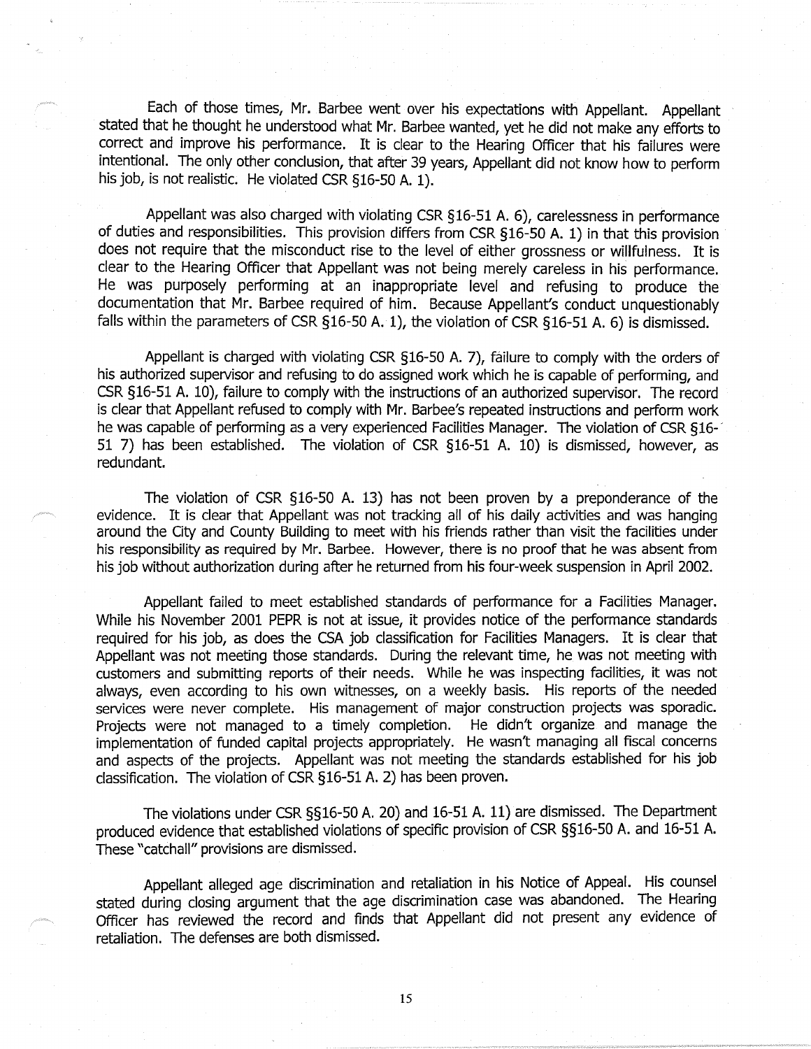Each of those times, Mr. Barbee went over his expectations with Appellant. Appellant stated that he thought he understood what Mr. Barbee wanted, yet he did not make any efforts to correct and improve his performance. It is clear to the Hearing Officer that his failures were intentional. The only other conclusion, that after 39 years, Appellant did not know how to perform his job, is not realistic. He violated CSR §16-50 A. 1).

Appellant was also charged with violating CSR §16-51 A. 6), carelessness in performance of duties and responsibilities. This provision differs from CSR §16-50 A. 1) in that this provision does not require that the misconduct rise to the level of either grossness or willfulness. It is clear to the Hearing Officer that Appellant was not being merely careless in his performance. He was purposely performing at an inappropriate level and refusing to produce the documentation that Mr. Barbee required of him. Because Appellant's conduct unquestionably falls within the parameters of CSR §16-50 A. 1), the violation of CSR §16-51 A. 6) is dismissed.

Appellant is charged with violating CSR §16-50 A. 7), failure to comply with the orders of his authorized supervisor and refusing to do assigned work which he is capable of performing, and CSR §16-51 A. 10), failure to comply with the instructions of an authorized supervisor. The record is clear that Appellant refused to comply with Mr. Barbee's repeated instructions and perform work he was capable of performing as a very experienced Facilities Manager. The violation of CSR §16-51 7) has been established. The violation of CSR §16-51 A. 10) is dismissed, however, as redundant.

The violation of CSR §16-50 A. 13) has not been proven by a preponderance of the evidence. It is clear that Appellant was not tracking all of his daily activities and was hanging around the City and County Building to meet with his friends rather than visit the facilities under his responsibility as required by Mr. Barbee. However, there is no proof that he was absent from his job without authorization during after he returned from his four-week suspension in April 2002.

Appellant failed to meet established standards of performance for a Facilities Manager. While his November 2001 PEPR is not at issue, it provides notice of the performance standards required for his job, as does the CSA job classification for Facilities Managers. It is clear that Appellant was not meeting those standards. During the relevant time, he was not meeting with customers and submitting reports of their needs. While he was inspecting facilities, it was not always, even according to his own witnesses, on a weekly basis. His reports of the needed services were never complete. His management of major construction projects was sporadic. Projects were not managed to a timely completion. He didn't organize and manage the implementation of funded capital projects appropriately. He wasn't managing all fiscal concerns and aspects of the projects. Appellant was not meeting the standards established for his job classification. The violation of CSR §16-51 A. 2) has been proven.

The violations under CSR §§16-50 A. 20) and 16-51 A. 11) are dismissed. The Department produced evidence that established violations of specific provision of CSR §§16-50 A. and 16-51 A. These "catchall" provisions are dismissed.

Appellant alleged age discrimination and retaliation in his Notice of Appeal. His counsel stated during closing argument that the age discrimination case was abandoned. The Hearing Officer has reviewed the record and finds that Appellant did not present any evidence of retaliation. The defenses are both dismissed.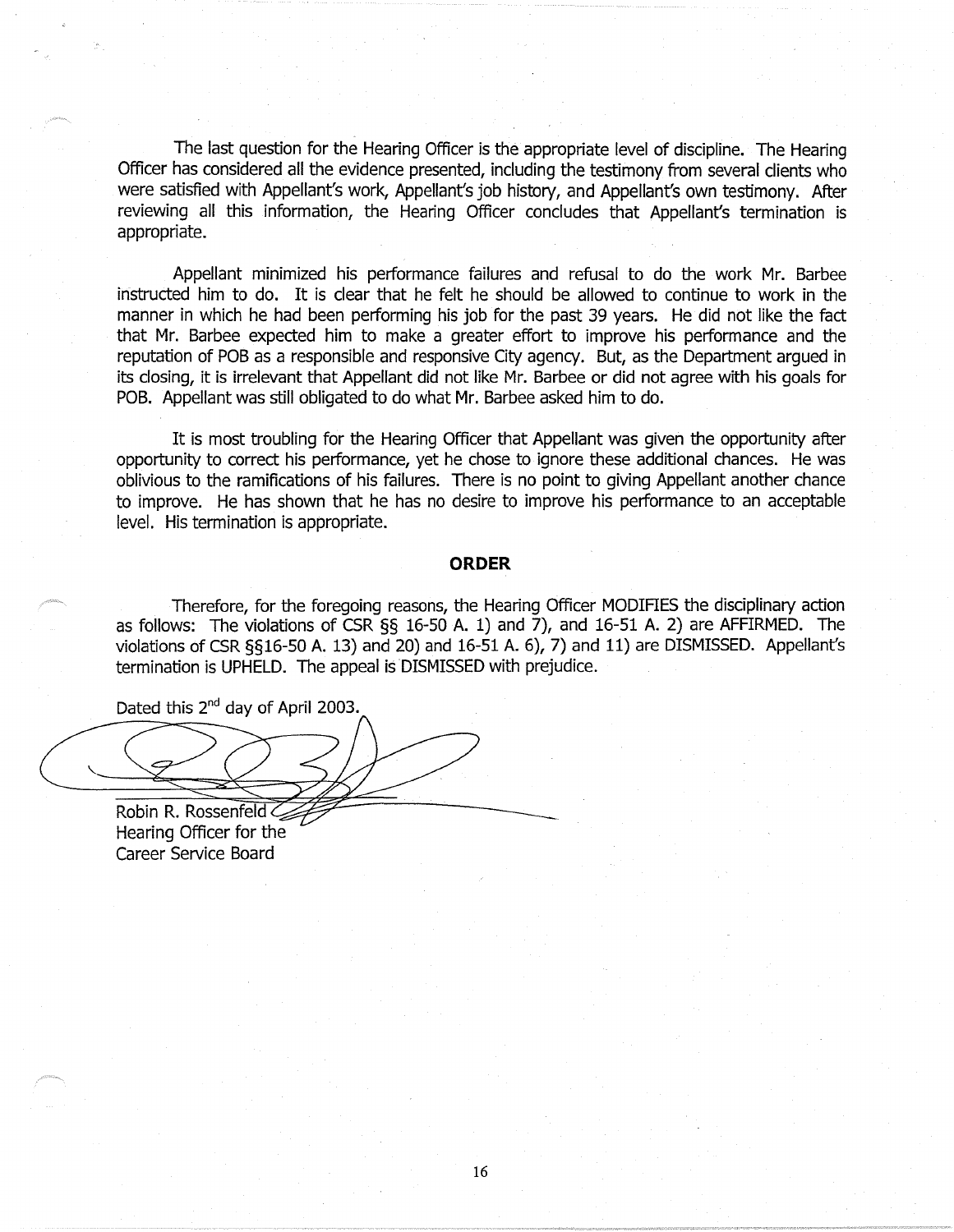The last question for the Hearing Officer is the appropriate level of discipline. The Hearing Officer has considered all the evidence presented, including the testimony from several clients who were satisfied with Appellant's work, Appellant's job history, and Appellant's own testimony. After reviewing all this information, the Hearing Officer concludes that Appellant's termination is appropriate.

Appellant minimized his performance failures and refusal to do the work Mr. Barbee instructed him to do. It is clear that he felt he should be allowed to continue to work in the manner in which he had been performing his job for the past 39 years. He did not like the fact that Mr. Barbee expected him to make a greater effort to improve his performance and the reputation of POB as a responsible and responsive City agency. But, as the Department argued in its closing, it is irrelevant that Appellant did not like Mr. Barbee or did not agree with his goals for POB. Appellant was still obligated to do what Mr. Barbee asked him to do.

It is most troubling for the Hearing Officer that Appellant was given the opportunity after opportunity to correct his performance, yet he chose to ignore these additional chances. He was oblivious to the ramifications of his failures. There is no point to giving Appellant another chance to improve. He has shown that he has no desire to improve his performance to an acceptable level. His termination is appropriate.

## ORDER

Therefore, for the foregoing reasons, the Hearing Officer MODIFIES the disciplinary action as follows: The violations of CSR §§ 16-50 A. 1) and 7), and 16-51 A. 2) are AFFIRMED. The violations of CSR §§16-50 A. 13) and 20) and 16-51 A. 6), 7) and 11) are DISMISSED. Appellant's termination is UPHELD. The appeal is DISMISSED with prejudice.

Dated this 2nd day of April 2003.

Robin R. Rossenfeld
Hearing Officer for the
Career Service Board